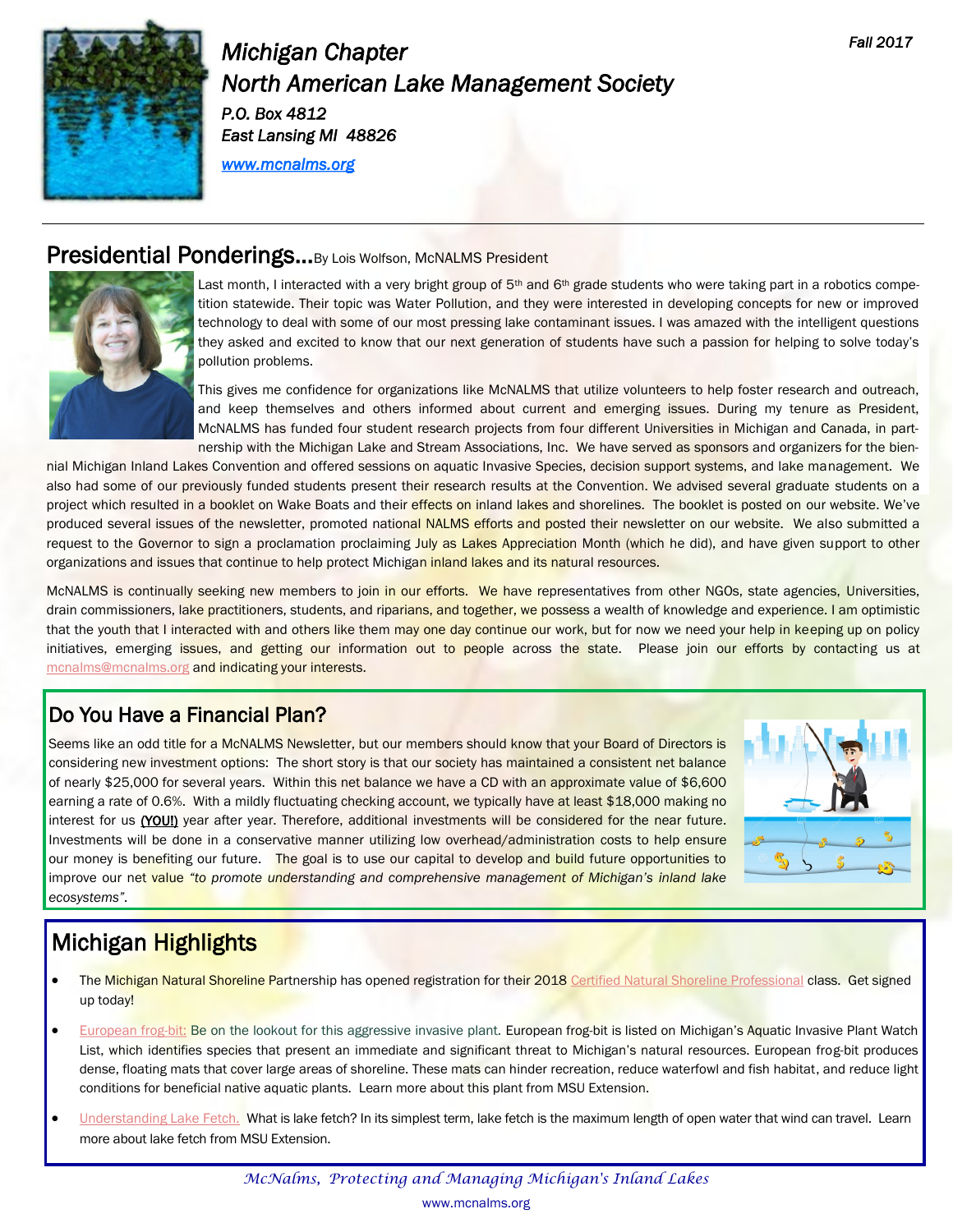*Fall 2017*

# *Michigan Chapter North American Lake Management Society*

*P.O. Box 4812*
*East Lansing MI 48826*

*www.mcnalms.org*

## Presidential Ponderings...By Lois Wolfson, McNALMS President

Last month, I interacted with a very bright group of 5th and 6th grade students who were taking part in a robotics competition statewide. Their topic was Water Pollution, and they were interested in developing concepts for new or improved technology to deal with some of our most pressing lake contaminant issues. I was amazed with the intelligent questions they asked and excited to know that our next generation of students have such a passion for helping to solve today's pollution problems.

This gives me confidence for organizations like McNALMS that utilize volunteers to help foster research and outreach, and keep themselves and others informed about current and emerging issues. During my tenure as President, McNALMS has funded four student research projects from four different Universities in Michigan and Canada, in partnership with the Michigan Lake and Stream Associations, Inc. We have served as sponsors and organizers for the biennial Michigan Inland Lakes Convention and offered sessions on aquatic Invasive Species, decision support systems, and lake management. We also had some of our previously funded students present their research results at the Convention. We advised several graduate students on a project which resulted in a booklet on Wake Boats and their effects on inland lakes and shorelines. The booklet is posted on our website. We've produced several issues of the newsletter, promoted national NALMS efforts and posted their newsletter on our website. We also submitted a request to the Governor to sign a proclamation proclaiming July as Lakes Appreciation Month (which he did), and have given support to other organizations and issues that continue to help protect Michigan inland lakes and its natural resources.

McNALMS is continually seeking new members to join in our efforts. We have representatives from other NGOs, state agencies, Universities, drain commissioners, lake practitioners, students, and riparians, and together, we possess a wealth of knowledge and experience. I am optimistic that the youth that I interacted with and others like them may one day continue our work, but for now we need your help in keeping up on policy initiatives, emerging issues, and getting our information out to people across the state. Please join our efforts by contacting us at mcnalms@mcnalms.org and indicating your interests.

## Do You Have a Financial Plan?

Seems like an odd title for a McNALMS Newsletter, but our members should know that your Board of Directors is considering new investment options: The short story is that our society has maintained a consistent net balance of nearly $25,000 for several years. Within this net balance we have a CD with an approximate value of $6,600 earning a rate of 0.6%. With a mildly fluctuating checking account, we typically have at least $18,000 making no interest for us (YOU!) year after year. Therefore, additional investments will be considered for the near future. Investments will be done in a conservative manner utilizing low overhead/administration costs to help ensure our money is benefiting our future. The goal is to use our capital to develop and build future opportunities to improve our net value *"to promote understanding and comprehensive management of Michigan's inland lake ecosystems"*.

## Michigan Highlights

- The Michigan Natural Shoreline Partnership has opened registration for their 2018 Certified Natural Shoreline Professional class. Get signed up today!
- European frog-bit: Be on the lookout for this aggressive invasive plant. European frog-bit is listed on Michigan's Aquatic Invasive Plant Watch List, which identifies species that present an immediate and significant threat to Michigan's natural resources. European frog-bit produces dense, floating mats that cover large areas of shoreline. These mats can hinder recreation, reduce waterfowl and fish habitat, and reduce light conditions for beneficial native aquatic plants. Learn more about this plant from MSU Extension.
- Understanding Lake Fetch. What is lake fetch? In its simplest term, lake fetch is the maximum length of open water that wind can travel. Learn more about lake fetch from MSU Extension.

*McNalms, Protecting and Managing Michigan's Inland Lakes*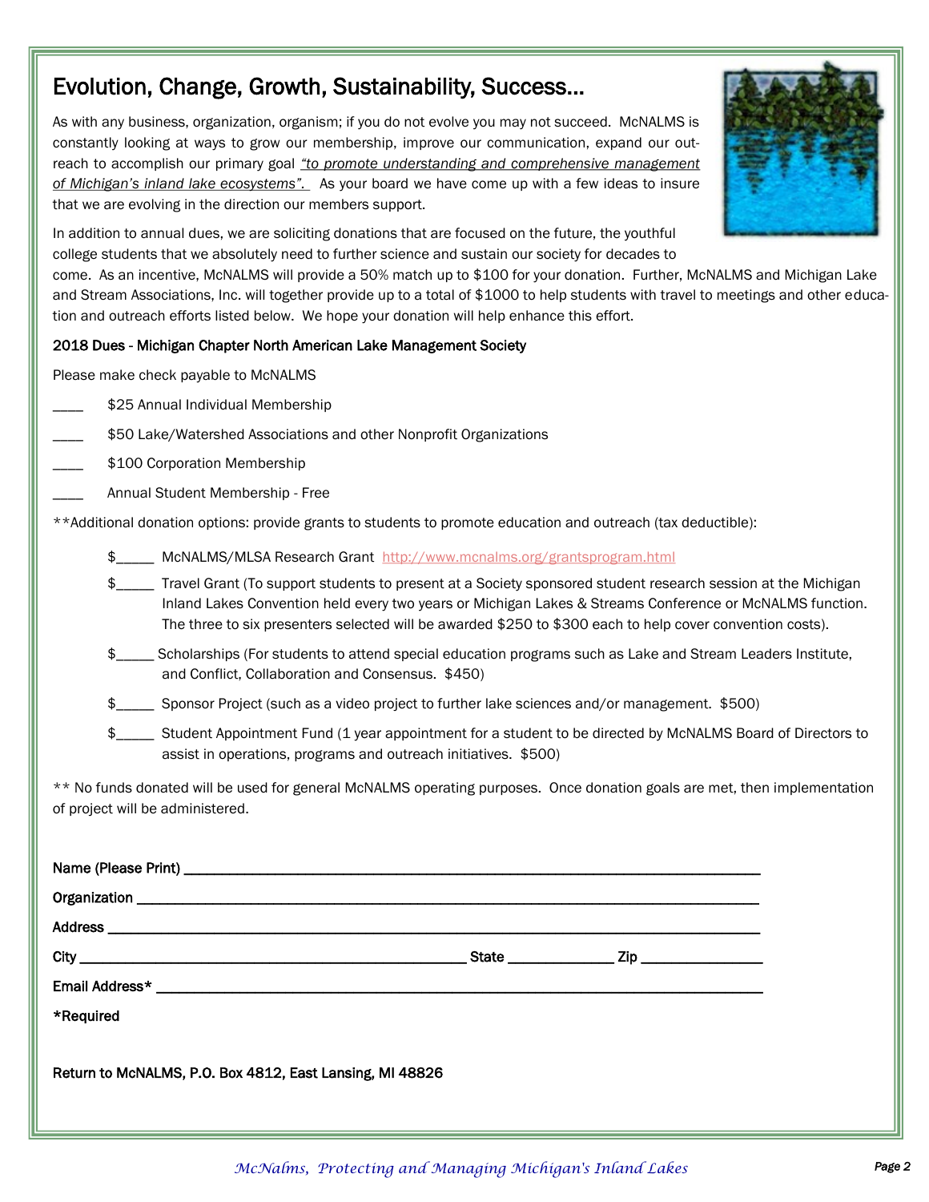# Evolution, Change, Growth, Sustainability, Success…

As with any business, organization, organism; if you do not evolve you may not succeed. McNALMS is constantly looking at ways to grow our membership, improve our communication, expand our outreach to accomplish our primary goal *"to promote understanding and comprehensive management of Michigan's inland lake ecosystems".* As your board we have come up with a few ideas to insure that we are evolving in the direction our members support.

In addition to annual dues, we are soliciting donations that are focused on the future, the youthful college students that we absolutely need to further science and sustain our society for decades to come. As an incentive, McNALMS will provide a 50% match up to $100 for your donation. Further, McNALMS and Michigan Lake and Stream Associations, Inc. will together provide up to a total of $1000 to help students with travel to meetings and other education and outreach efforts listed below. We hope your donation will help enhance this effort.

**2018 Dues - Michigan Chapter North American Lake Management Society**

Please make check payable to McNALMS

____ $25 Annual Individual Membership

____ $50 Lake/Watershed Associations and other Nonprofit Organizations

____ $100 Corporation Membership

____ Annual Student Membership - Free

**Additional donation options: provide grants to students to promote education and outreach (tax deductible):

- $_____ McNALMS/MLSA Research Grant http://www.mcnalms.org/grantsprogram.html
- $_____ Travel Grant (To support students to present at a Society sponsored student research session at the Michigan Inland Lakes Convention held every two years or Michigan Lakes & Streams Conference or McNALMS function. The three to six presenters selected will be awarded $250 to $300 each to help cover convention costs).
- $_____ Scholarships (For students to attend special education programs such as Lake and Stream Leaders Institute, and Conflict, Collaboration and Consensus. $450)
- $_____ Sponsor Project (such as a video project to further lake sciences and/or management. $500)
- $_____ Student Appointment Fund (1 year appointment for a student to be directed by McNALMS Board of Directors to assist in operations, programs and outreach initiatives. $500)

** No funds donated will be used for general McNALMS operating purposes. Once donation goals are met, then implementation of project will be administered.

**Name (Please Print)** ____________________________________________

**Organization** ____________________________________________

**Address** ____________________________________________

**City** ______________________________ **State** ____________ **Zip** ______________

**Email Address*** ____________________________________________

***Required**

**Return to McNALMS, P.O. Box 4812, East Lansing, MI 48826**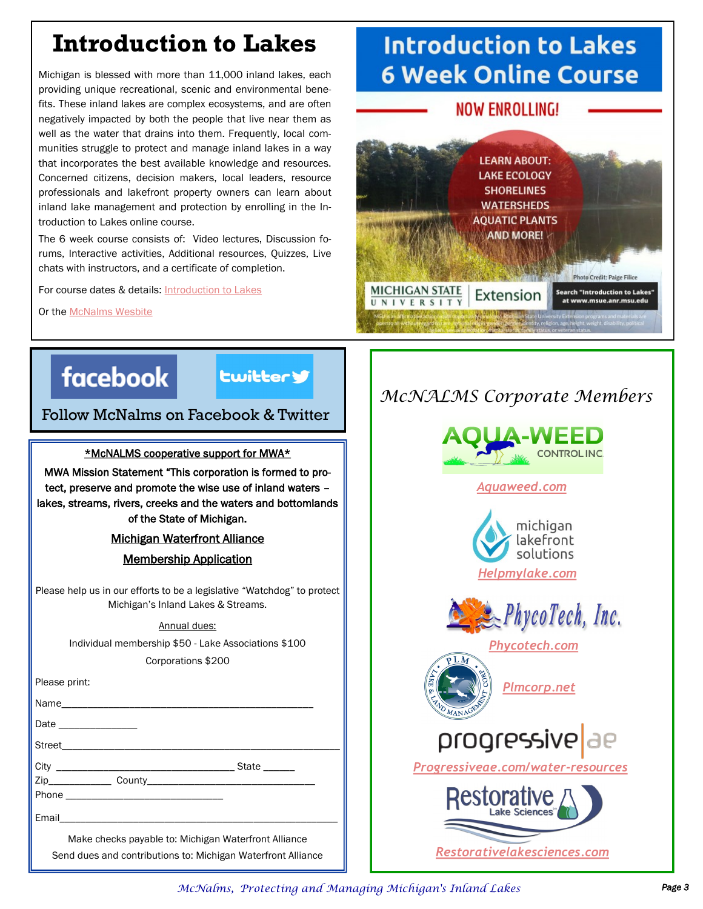# Introduction to Lakes

Michigan is blessed with more than 11,000 inland lakes, each providing unique recreational, scenic and environmental benefits. These inland lakes are complex ecosystems, and are often negatively impacted by both the people that live near them as well as the water that drains into them. Frequently, local communities struggle to protect and manage inland lakes in a way that incorporates the best available knowledge and resources. Concerned citizens, decision makers, local leaders, resource professionals and lakefront property owners can learn about inland lake management and protection by enrolling in the Introduction to Lakes online course.

The 6 week course consists of: Video lectures, Discussion forums, Interactive activities, Additional resources, Quizzes, Live chats with instructors, and a certificate of completion.

For course dates & details: Introduction to Lakes

Or the McNalms Wesbite

## Introduction to Lakes 6 Week Online Course

NOW ENROLLING!

LEARN ABOUT:
LAKE ECOLOGY
SHORELINES
WATERSHEDS
AQUATIC PLANTS
AND MORE!

Photo Credit: Paige Filice

MICHIGAN STATE UNIVERSITY Extension

Search "Introduction to Lakes" at www.msue.anr.msu.edu

facebook twitter

Follow McNalms on Facebook & Twitter

**\*McNALMS cooperative support for MWA\***

**MWA Mission Statement "This corporation is formed to protect, preserve and promote the wise use of inland waters – lakes, streams, rivers, creeks and the waters and bottomlands of the State of Michigan.**

**Michigan Waterfront Alliance**

**Membership Application**

Please help us in our efforts to be a legislative "Watchdog" to protect Michigan's Inland Lakes & Streams.

Annual dues:

Individual membership $50 - Lake Associations $100

Corporations $200

Please print:

Name_______________________________________________

Date _______________

Street_______________________________________________

City _________________________________ State ______

Zip____________ County_______________________________

Phone ______________________________

Email_______________________________________________

Make checks payable to: Michigan Waterfront Alliance

Send dues and contributions to: Michigan Waterfront Alliance

## *McNALMS Corporate Members*

AQUA-WEED CONTROL INC.

Aquaweed.com

michigan lakefront solutions

Helpmylake.com

PhycoTech, Inc.

Phycotech.com

PLM Lake & Land Management Corp

Plmcorp.net

progressive ae

Progressiveae.com/water-resources

Restorative Lake Sciences

Restorativelakesciences.com

*McNalms, Protecting and Managing Michigan's Inland Lakes*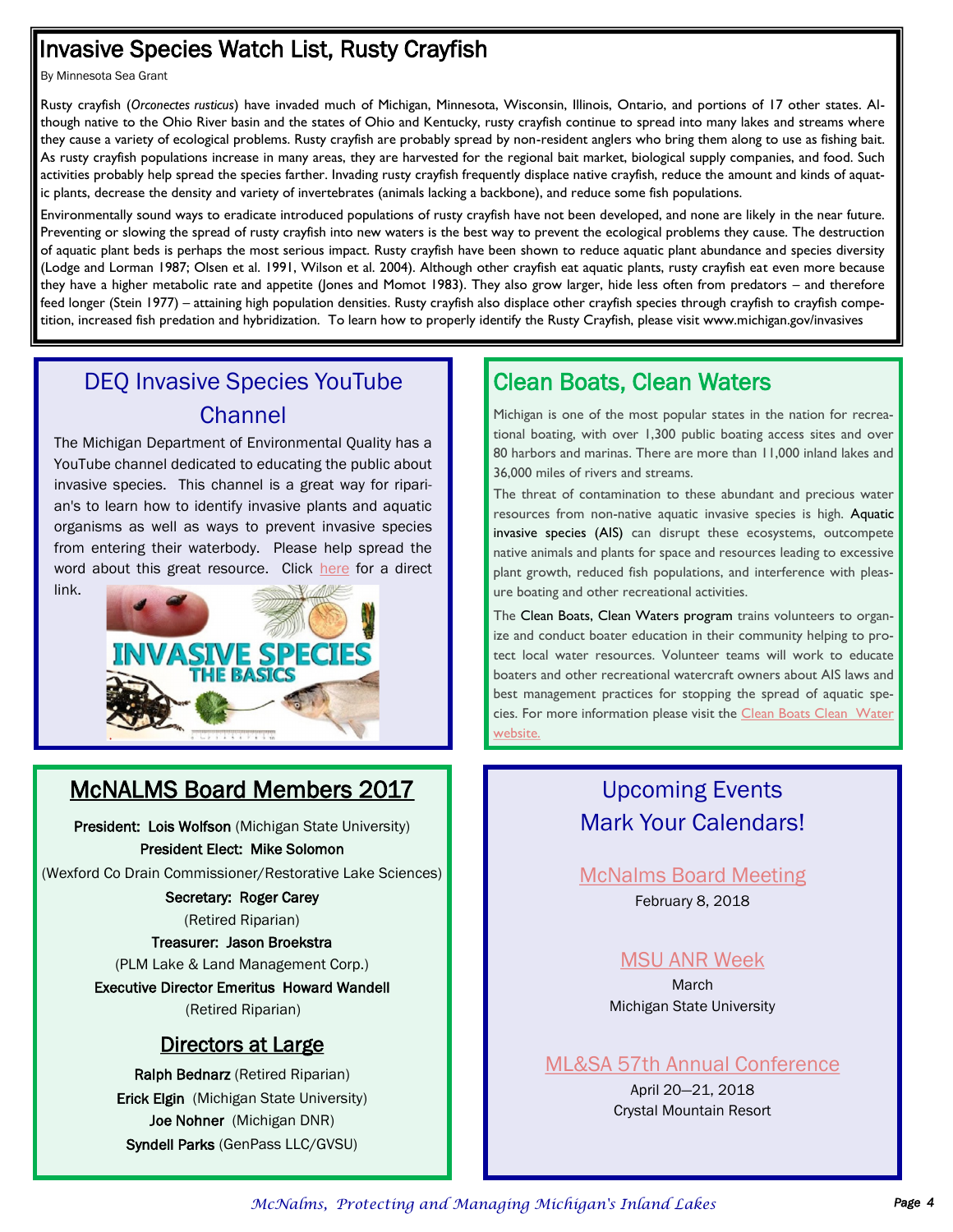# Invasive Species Watch List, Rusty Crayfish

By Minnesota Sea Grant

Rusty crayfish (*Orconectes rusticus*) have invaded much of Michigan, Minnesota, Wisconsin, Illinois, Ontario, and portions of 17 other states. Although native to the Ohio River basin and the states of Ohio and Kentucky, rusty crayfish continue to spread into many lakes and streams where they cause a variety of ecological problems. Rusty crayfish are probably spread by non-resident anglers who bring them along to use as fishing bait. As rusty crayfish populations increase in many areas, they are harvested for the regional bait market, biological supply companies, and food. Such activities probably help spread the species farther. Invading rusty crayfish frequently displace native crayfish, reduce the amount and kinds of aquatic plants, decrease the density and variety of invertebrates (animals lacking a backbone), and reduce some fish populations.

Environmentally sound ways to eradicate introduced populations of rusty crayfish have not been developed, and none are likely in the near future. Preventing or slowing the spread of rusty crayfish into new waters is the best way to prevent the ecological problems they cause. The destruction of aquatic plant beds is perhaps the most serious impact. Rusty crayfish have been shown to reduce aquatic plant abundance and species diversity (Lodge and Lorman 1987; Olsen et al. 1991, Wilson et al. 2004). Although other crayfish eat aquatic plants, rusty crayfish eat even more because they have a higher metabolic rate and appetite (Jones and Momot 1983). They also grow larger, hide less often from predators – and therefore feed longer (Stein 1977) – attaining high population densities. Rusty crayfish also displace other crayfish species through crayfish to crayfish competition, increased fish predation and hybridization. To learn how to properly identify the Rusty Crayfish, please visit www.michigan.gov/invasives

## DEQ Invasive Species YouTube Channel

The Michigan Department of Environmental Quality has a YouTube channel dedicated to educating the public about invasive species. This channel is a great way for riparian's to learn how to identify invasive plants and aquatic organisms as well as ways to prevent invasive species from entering their waterbody. Please help spread the word about this great resource. Click here for a direct link.

INVASIVE SPECIES
THE BASICS

## Clean Boats, Clean Waters

Michigan is one of the most popular states in the nation for recreational boating, with over 1,300 public boating access sites and over 80 harbors and marinas. There are more than 11,000 inland lakes and 36,000 miles of rivers and streams.

The threat of contamination to these abundant and precious water resources from non-native aquatic invasive species is high. Aquatic invasive species (AIS) can disrupt these ecosystems, outcompete native animals and plants for space and resources leading to excessive plant growth, reduced fish populations, and interference with pleasure boating and other recreational activities.

The Clean Boats, Clean Waters program trains volunteers to organize and conduct boater education in their community helping to protect local water resources. Volunteer teams will work to educate boaters and other recreational watercraft owners about AIS laws and best management practices for stopping the spread of aquatic species. For more information please visit the Clean Boats Clean Water website.

## McNALMS Board Members 2017

**President: Lois Wolfson** (Michigan State University)
**President Elect: Mike Solomon**
(Wexford Co Drain Commissioner/Restorative Lake Sciences)
**Secretary: Roger Carey**
(Retired Riparian)
**Treasurer: Jason Broekstra**
(PLM Lake & Land Management Corp.)
**Executive Director Emeritus Howard Wandell**
(Retired Riparian)

### Directors at Large

**Ralph Bednarz** (Retired Riparian)
**Erick Elgin** (Michigan State University)
**Joe Nohner** (Michigan DNR)
**Syndell Parks** (GenPass LLC/GVSU)

## Upcoming Events Mark Your Calendars!

McNalms Board Meeting
February 8, 2018

MSU ANR Week
March
Michigan State University

ML&SA 57th Annual Conference
April 20—21, 2018
Crystal Mountain Resort